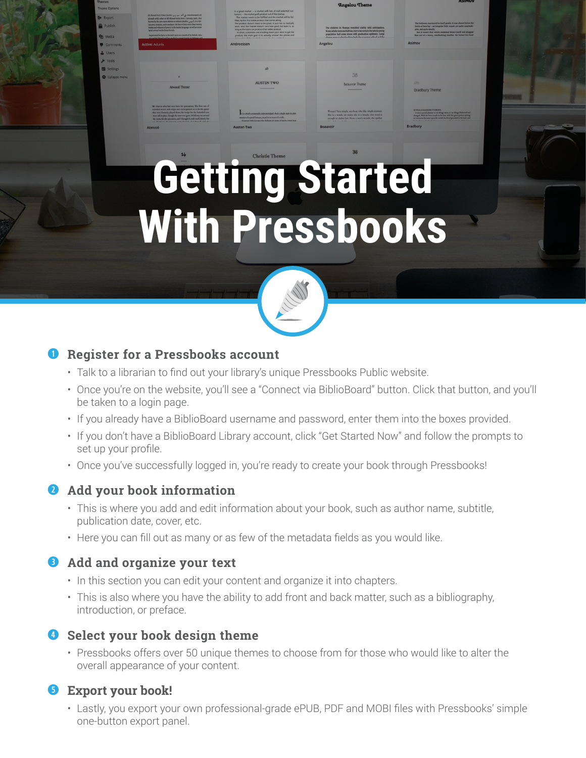# Getting Started With Pressbooks

## 1. Register for a Pressbooks account

- Talk to a librarian to find out your library's unique Pressbooks Public website.
- Once you're on the website, you'll see a "Connect via BiblioBoard" button. Click that button, and you'll be taken to a login page.
- If you already have a BiblioBoard username and password, enter them into the boxes provided.
- If you don't have a BiblioBoard Library account, click "Get Started Now" and follow the prompts to set up your profile.
- Once you've successfully logged in, you're ready to create your book through Pressbooks!

## 2. Add your book information

- This is where you add and edit information about your book, such as author name, subtitle, publication date, cover, etc.
- Here you can fill out as many or as few of the metadata fields as you would like.

## 3. Add and organize your text

- In this section you can edit your content and organize it into chapters.
- This is also where you have the ability to add front and back matter, such as a bibliography, introduction, or preface.

## 4. Select your book design theme

- Pressbooks offers over 50 unique themes to choose from for those who would like to alter the overall appearance of your content.

## 5. Export your book!

- Lastly, you export your own professional-grade ePUB, PDF and MOBI files with Pressbooks' simple one-button export panel.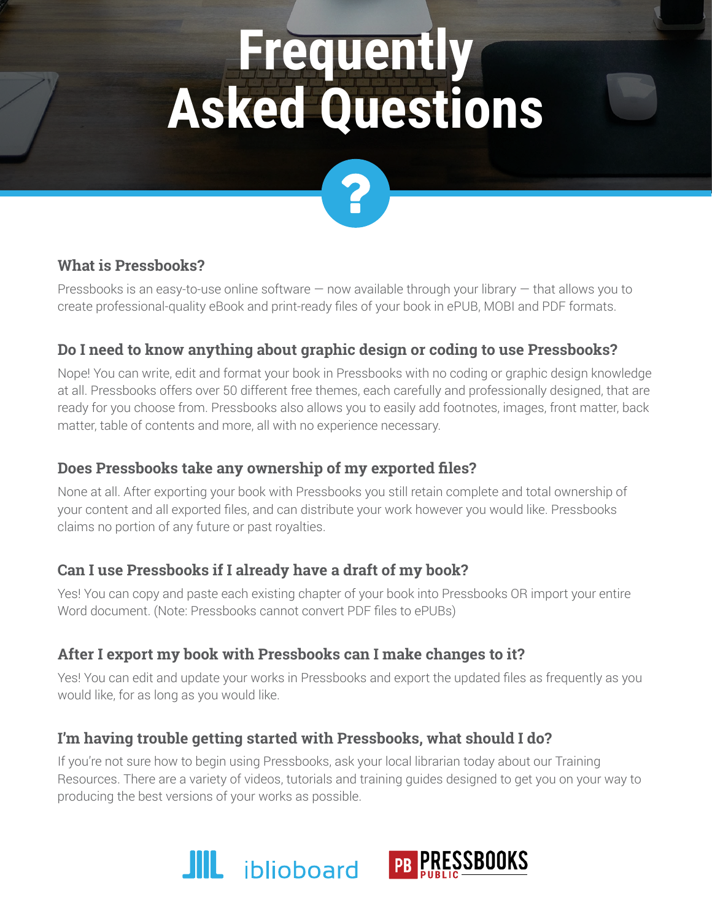# Frequently Asked Questions

## What is Pressbooks?

Pressbooks is an easy-to-use online software — now available through your library — that allows you to create professional-quality eBook and print-ready files of your book in ePUB, MOBI and PDF formats.

## Do I need to know anything about graphic design or coding to use Pressbooks?

Nope! You can write, edit and format your book in Pressbooks with no coding or graphic design knowledge at all. Pressbooks offers over 50 different free themes, each carefully and professionally designed, that are ready for you choose from. Pressbooks also allows you to easily add footnotes, images, front matter, back matter, table of contents and more, all with no experience necessary.

## Does Pressbooks take any ownership of my exported files?

None at all. After exporting your book with Pressbooks you still retain complete and total ownership of your content and all exported files, and can distribute your work however you would like. Pressbooks claims no portion of any future or past royalties.

## Can I use Pressbooks if I already have a draft of my book?

Yes! You can copy and paste each existing chapter of your book into Pressbooks OR import your entire Word document. (Note: Pressbooks cannot convert PDF files to ePUBs)

## After I export my book with Pressbooks can I make changes to it?

Yes! You can edit and update your works in Pressbooks and export the updated files as frequently as you would like, for as long as you would like.

## I'm having trouble getting started with Pressbooks, what should I do?

If you're not sure how to begin using Pressbooks, ask your local librarian today about our Training Resources. There are a variety of videos, tutorials and training guides designed to get you on your way to producing the best versions of your works as possible.

iblioboard PB PRESSBOOKS PUBLIC